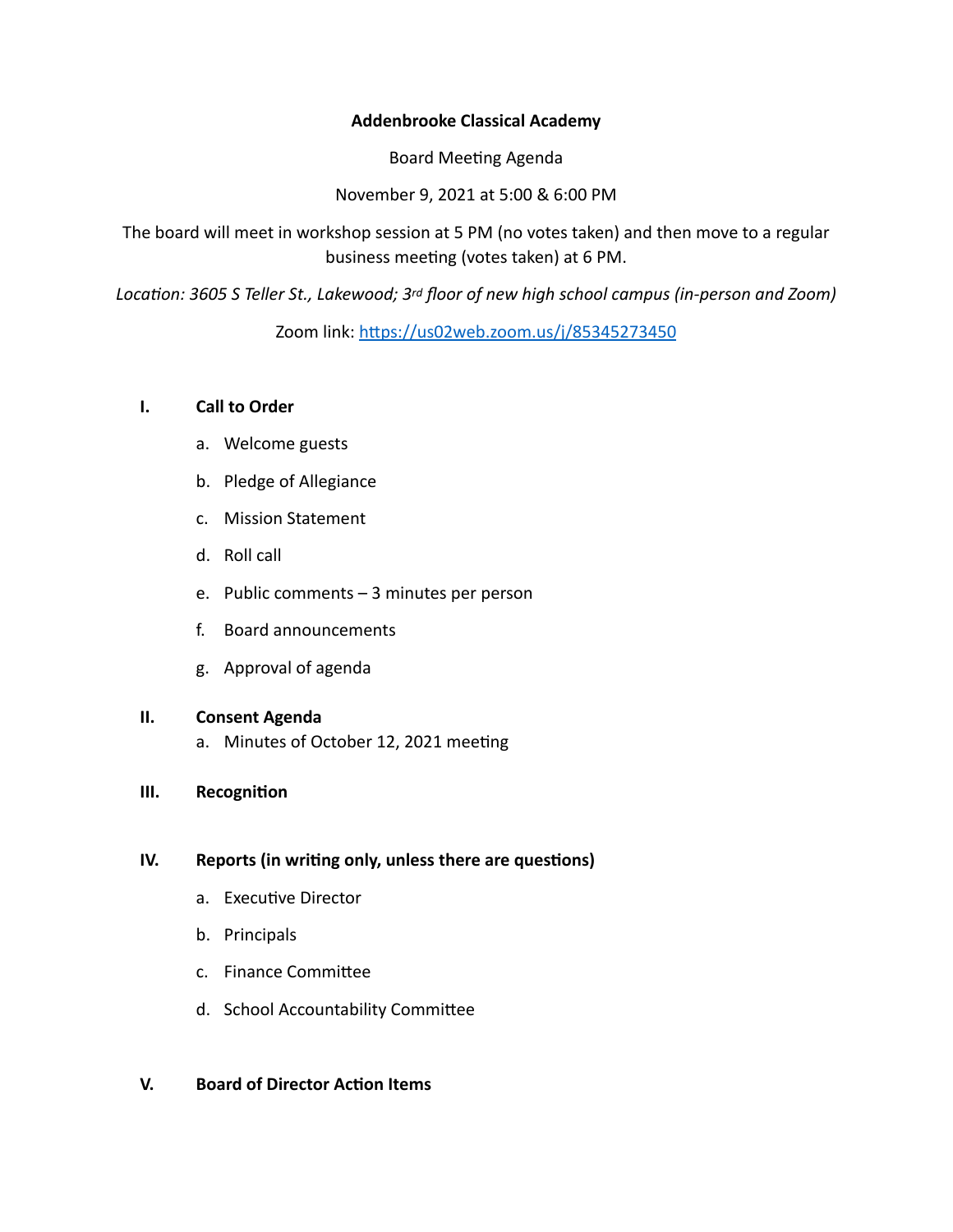**Addenbrooke Classical Academy**

Board Meeting Agenda

November 9, 2021 at 5:00 & 6:00 PM

The board will meet in workshop session at 5 PM (no votes taken) and then move to a regular business meeting (votes taken) at 6 PM.

*Location: 3605 S Teller St., Lakewood; 3rd floor of new high school campus (in-person and Zoom)*

Zoom link: [https://us02web.zoom.us/j/85345273450](https://us02web.zoom.us/j/85345273450)

I. **Call to Order**

   a. Welcome guests

   b. Pledge of Allegiance

   c. Mission Statement

   d. Roll call

   e. Public comments – 3 minutes per person

   f. Board announcements

   g. Approval of agenda

II. **Consent Agenda**

   a. Minutes of October 12, 2021 meeting

III. **Recognition**

IV. **Reports (in writing only, unless there are questions)**

   a. Executive Director

   b. Principals

   c. Finance Committee

   d. School Accountability Committee

V. **Board of Director Action Items**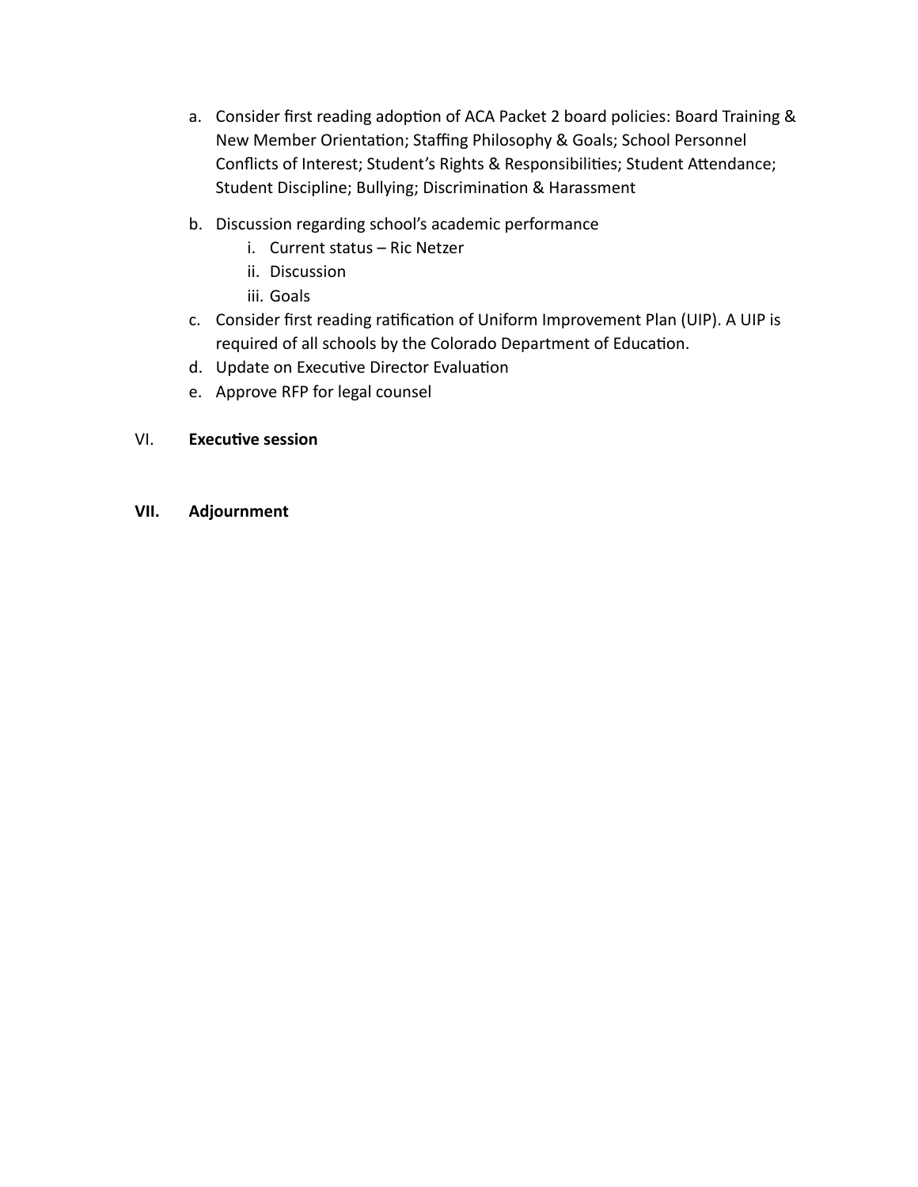a. Consider first reading adoption of ACA Packet 2 board policies: Board Training & New Member Orientation; Staffing Philosophy & Goals; School Personnel Conflicts of Interest; Student's Rights & Responsibilities; Student Attendance; Student Discipline; Bullying; Discrimination & Harassment

b. Discussion regarding school's academic performance
   i. Current status – Ric Netzer
   ii. Discussion
   iii. Goals

c. Consider first reading ratification of Uniform Improvement Plan (UIP). A UIP is required of all schools by the Colorado Department of Education.

d. Update on Executive Director Evaluation

e. Approve RFP for legal counsel

VI. **Executive session**

**VII. Adjournment**